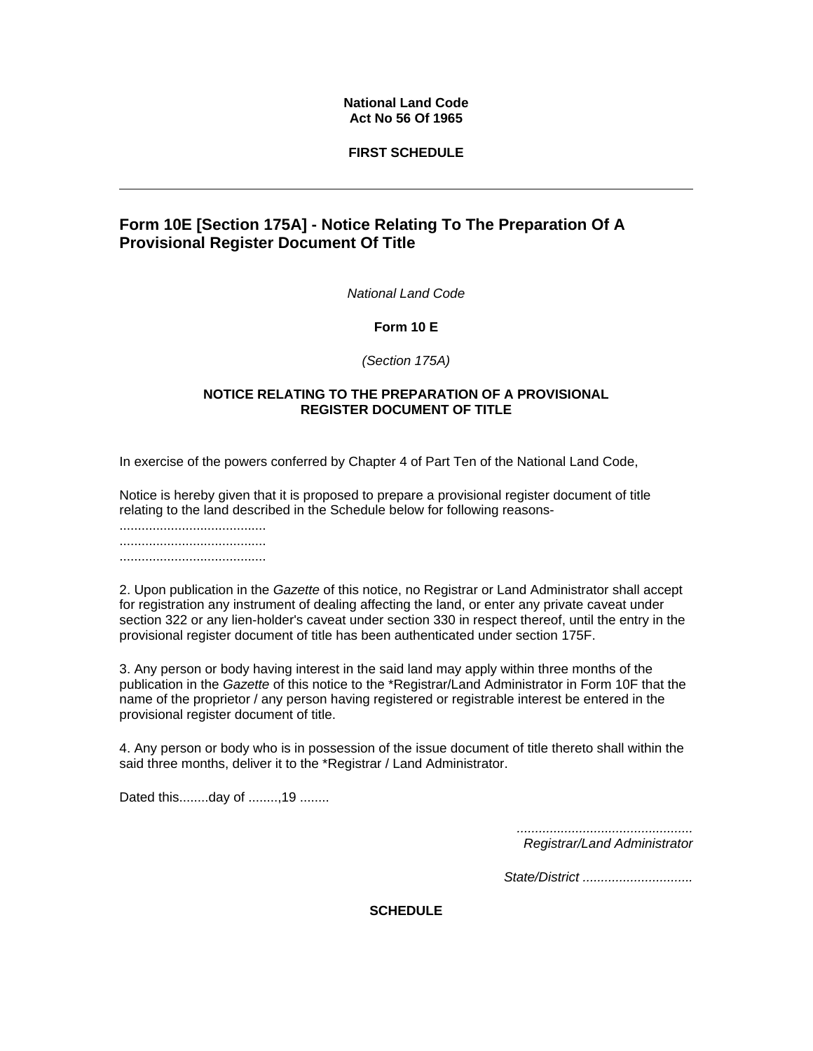**National Land Code**
**Act No 56 Of 1965**

**FIRST SCHEDULE**

---

## Form 10E [Section 175A] - Notice Relating To The Preparation Of A Provisional Register Document Of Title

*National Land Code*

**Form 10 E**

*(Section 175A)*

**NOTICE RELATING TO THE PREPARATION OF A PROVISIONAL REGISTER DOCUMENT OF TITLE**

In exercise of the powers conferred by Chapter 4 of Part Ten of the National Land Code,

Notice is hereby given that it is proposed to prepare a provisional register document of title relating to the land described in the Schedule below for following reasons-
........................................
........................................
........................................

2. Upon publication in the *Gazette* of this notice, no Registrar or Land Administrator shall accept for registration any instrument of dealing affecting the land, or enter any private caveat under section 322 or any lien-holder's caveat under section 330 in respect thereof, until the entry in the provisional register document of title has been authenticated under section 175F.

3. Any person or body having interest in the said land may apply within three months of the publication in the *Gazette* of this notice to the *Registrar/Land Administrator in Form 10F that the name of the proprietor / any person having registered or registrable interest be entered in the provisional register document of title.

4. Any person or body who is in possession of the issue document of title thereto shall within the said three months, deliver it to the *Registrar / Land Administrator.

Dated this........day of ........,19 ........

*...............................................*
*Registrar/Land Administrator*

*State/District .............................*

**SCHEDULE**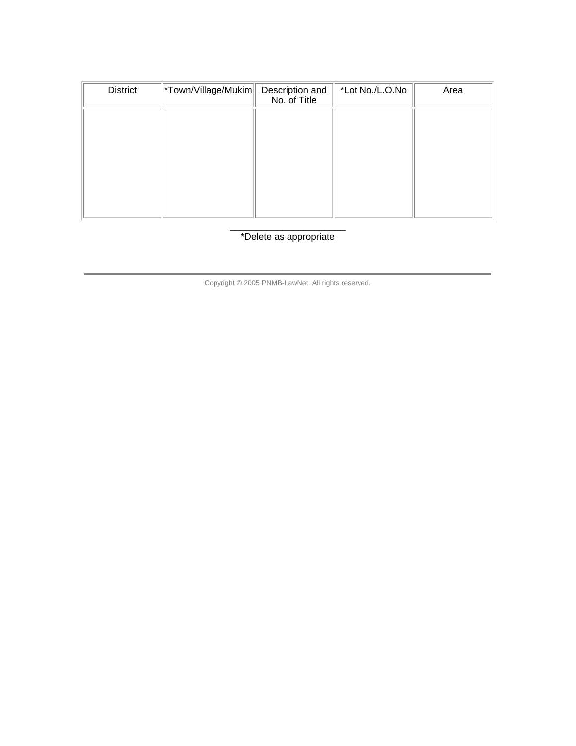| District | *Town/Village/Mukim | Description and No. of Title | *Lot No./L.O.No | Area |
| --- | --- | --- | --- | --- |
| | | | | |

*Delete as appropriate